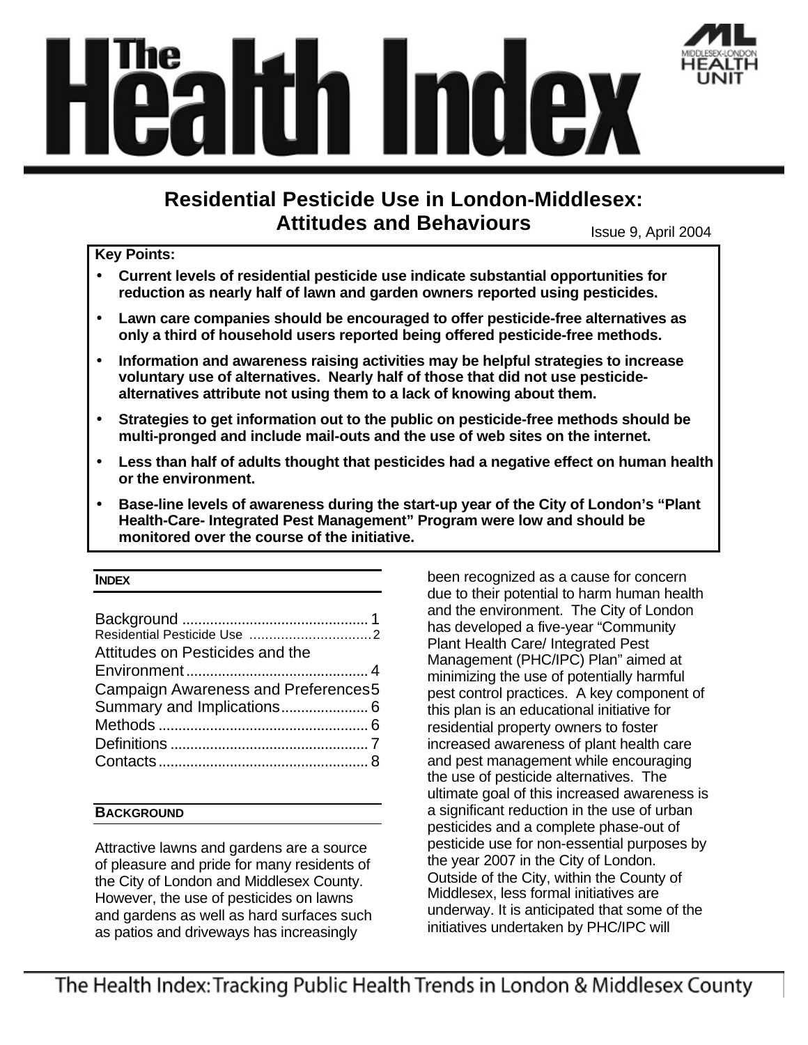# The Health Index

## Residential Pesticide Use in London-Middlesex: Attitudes and Behaviours

Issue 9, April 2004

**Key Points:**

- **Current levels of residential pesticide use indicate substantial opportunities for reduction as nearly half of lawn and garden owners reported using pesticides.**
- **Lawn care companies should be encouraged to offer pesticide-free alternatives as only a third of household users reported being offered pesticide-free methods.**
- **Information and awareness raising activities may be helpful strategies to increase voluntary use of alternatives. Nearly half of those that did not use pesticide-alternatives attribute not using them to a lack of knowing about them.**
- **Strategies to get information out to the public on pesticide-free methods should be multi-pronged and include mail-outs and the use of web sites on the internet.**
- **Less than half of adults thought that pesticides had a negative effect on human health or the environment.**
- **Base-line levels of awareness during the start-up year of the City of London's "Plant Health-Care- Integrated Pest Management" Program were low and should be monitored over the course of the initiative.**

### INDEX

| Section | Page |
|---|---|
| Background | 1 |
| Residential Pesticide Use | 2 |
| Attitudes on Pesticides and the Environment | 4 |
| Campaign Awareness and Preferences | 5 |
| Summary and Implications | 6 |
| Methods | 6 |
| Definitions | 7 |
| Contacts | 8 |

### BACKGROUND

Attractive lawns and gardens are a source of pleasure and pride for many residents of the City of London and Middlesex County. However, the use of pesticides on lawns and gardens as well as hard surfaces such as patios and driveways has increasingly been recognized as a cause for concern due to their potential to harm human health and the environment. The City of London has developed a five-year "Community Plant Health Care/ Integrated Pest Management (PHC/IPC) Plan" aimed at minimizing the use of potentially harmful pest control practices. A key component of this plan is an educational initiative for residential property owners to foster increased awareness of plant health care and pest management while encouraging the use of pesticide alternatives. The ultimate goal of this increased awareness is a significant reduction in the use of urban pesticides and a complete phase-out of pesticide use for non-essential purposes by the year 2007 in the City of London. Outside of the City, within the County of Middlesex, less formal initiatives are underway. It is anticipated that some of the initiatives undertaken by PHC/IPC will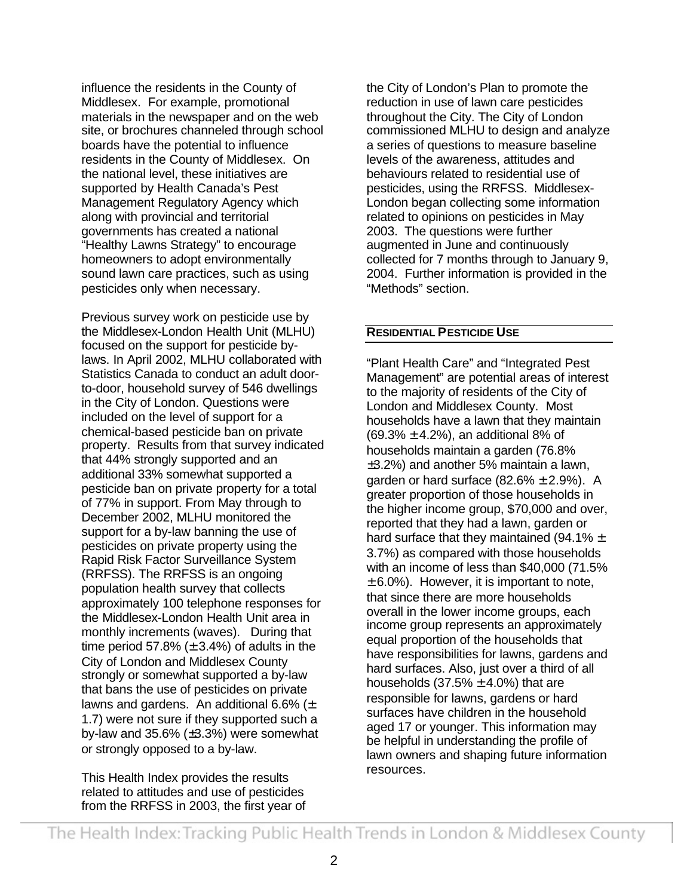influence the residents in the County of Middlesex. For example, promotional materials in the newspaper and on the web site, or brochures channeled through school boards have the potential to influence residents in the County of Middlesex. On the national level, these initiatives are supported by Health Canada's Pest Management Regulatory Agency which along with provincial and territorial governments has created a national "Healthy Lawns Strategy" to encourage homeowners to adopt environmentally sound lawn care practices, such as using pesticides only when necessary.

Previous survey work on pesticide use by the Middlesex-London Health Unit (MLHU) focused on the support for pesticide by-laws. In April 2002, MLHU collaborated with Statistics Canada to conduct an adult door-to-door, household survey of 546 dwellings in the City of London. Questions were included on the level of support for a chemical-based pesticide ban on private property. Results from that survey indicated that 44% strongly supported and an additional 33% somewhat supported a pesticide ban on private property for a total of 77% in support. From May through to December 2002, MLHU monitored the support for a by-law banning the use of pesticides on private property using the Rapid Risk Factor Surveillance System (RRFSS). The RRFSS is an ongoing population health survey that collects approximately 100 telephone responses for the Middlesex-London Health Unit area in monthly increments (waves). During that time period 57.8% (± 3.4%) of adults in the City of London and Middlesex County strongly or somewhat supported a by-law that bans the use of pesticides on private lawns and gardens. An additional 6.6% (± 1.7) were not sure if they supported such a by-law and 35.6% (±3.3%) were somewhat or strongly opposed to a by-law.

This Health Index provides the results related to attitudes and use of pesticides from the RRFSS in 2003, the first year of the City of London's Plan to promote the reduction in use of lawn care pesticides throughout the City. The City of London commissioned MLHU to design and analyze a series of questions to measure baseline levels of the awareness, attitudes and behaviours related to residential use of pesticides, using the RRFSS. Middlesex-London began collecting some information related to opinions on pesticides in May 2003. The questions were further augmented in June and continuously collected for 7 months through to January 9, 2004. Further information is provided in the "Methods" section.

## RESIDENTIAL PESTICIDE USE

"Plant Health Care" and "Integrated Pest Management" are potential areas of interest to the majority of residents of the City of London and Middlesex County. Most households have a lawn that they maintain (69.3% ± 4.2%), an additional 8% of households maintain a garden (76.8% ±3.2%) and another 5% maintain a lawn, garden or hard surface (82.6% ± 2.9%). A greater proportion of those households in the higher income group, $70,000 and over, reported that they had a lawn, garden or hard surface that they maintained (94.1% ± 3.7%) as compared with those households with an income of less than $40,000 (71.5% ± 6.0%). However, it is important to note, that since there are more households overall in the lower income groups, each income group represents an approximately equal proportion of the households that have responsibilities for lawns, gardens and hard surfaces. Also, just over a third of all households (37.5% ± 4.0%) that are responsible for lawns, gardens or hard surfaces have children in the household aged 17 or younger. This information may be helpful in understanding the profile of lawn owners and shaping future information resources.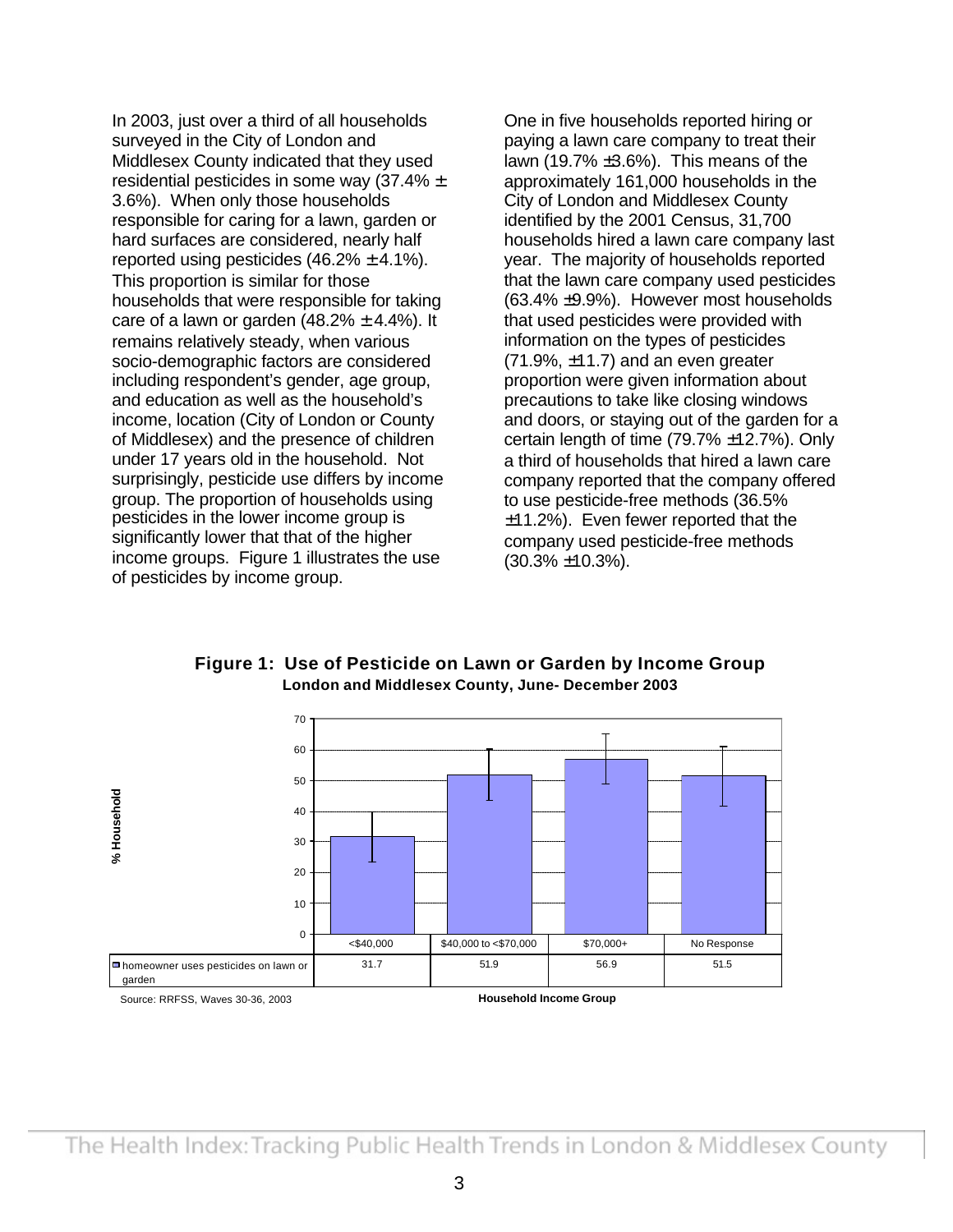In 2003, just over a third of all households surveyed in the City of London and Middlesex County indicated that they used residential pesticides in some way (37.4% ± 3.6%). When only those households responsible for caring for a lawn, garden or hard surfaces are considered, nearly half reported using pesticides (46.2% ± 4.1%). This proportion is similar for those households that were responsible for taking care of a lawn or garden (48.2% ± 4.4%). It remains relatively steady, when various socio-demographic factors are considered including respondent's gender, age group, and education as well as the household's income, location (City of London or County of Middlesex) and the presence of children under 17 years old in the household. Not surprisingly, pesticide use differs by income group. The proportion of households using pesticides in the lower income group is significantly lower that that of the higher income groups. Figure 1 illustrates the use of pesticides by income group.

One in five households reported hiring or paying a lawn care company to treat their lawn (19.7% ±3.6%). This means of the approximately 161,000 households in the City of London and Middlesex County identified by the 2001 Census, 31,700 households hired a lawn care company last year. The majority of households reported that the lawn care company used pesticides (63.4% ±9.9%). However most households that used pesticides were provided with information on the types of pesticides (71.9%, ±11.7) and an even greater proportion were given information about precautions to take like closing windows and doors, or staying out of the garden for a certain length of time (79.7% ±12.7%). Only a third of households that hired a lawn care company reported that the company offered to use pesticide-free methods (36.5% ±11.2%). Even fewer reported that the company used pesticide-free methods (30.3% ±10.3%).

**Figure 1: Use of Pesticide on Lawn or Garden by Income Group**
**London and Middlesex County, June- December 2003**

| Household Income Group | <$40,000 | $40,000 to <$70,000 | $70,000+ | No Response |
|---|---|---|---|---|
| homeowner uses pesticides on lawn or garden (% Household) | 31.7 | 51.9 | 56.9 | 51.5 |

Source: RRFSS, Waves 30-36, 2003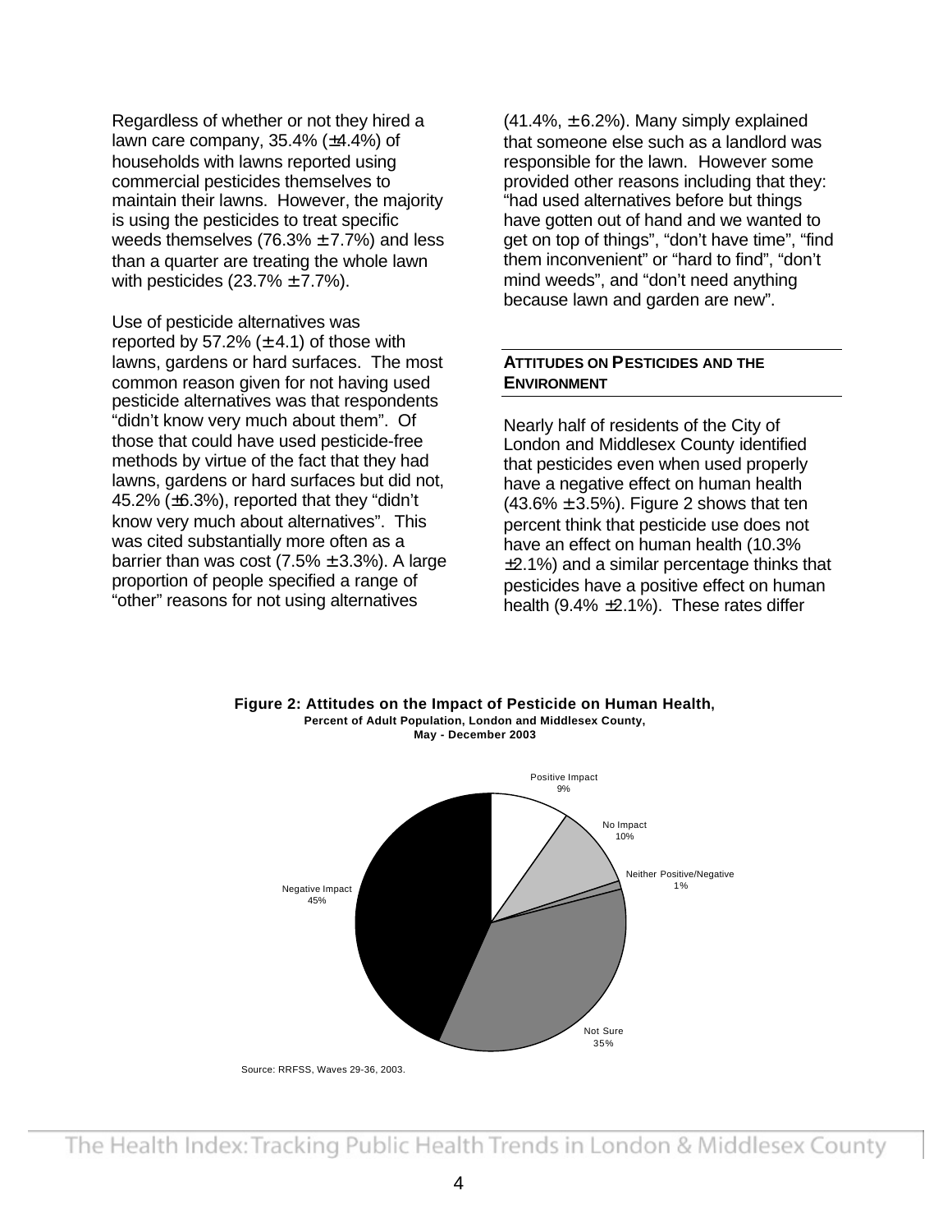Regardless of whether or not they hired a lawn care company, 35.4% (±4.4%) of households with lawns reported using commercial pesticides themselves to maintain their lawns. However, the majority is using the pesticides to treat specific weeds themselves (76.3% ± 7.7%) and less than a quarter are treating the whole lawn with pesticides (23.7% ± 7.7%).

Use of pesticide alternatives was reported by 57.2% (± 4.1) of those with lawns, gardens or hard surfaces. The most common reason given for not having used pesticide alternatives was that respondents "didn't know very much about them". Of those that could have used pesticide-free methods by virtue of the fact that they had lawns, gardens or hard surfaces but did not, 45.2% (±6.3%), reported that they "didn't know very much about alternatives". This was cited substantially more often as a barrier than was cost (7.5% ± 3.3%). A large proportion of people specified a range of "other" reasons for not using alternatives (41.4%, ± 6.2%). Many simply explained that someone else such as a landlord was responsible for the lawn. However some provided other reasons including that they: "had used alternatives before but things have gotten out of hand and we wanted to get on top of things", "don't have time", "find them inconvenient" or "hard to find", "don't mind weeds", and "don't need anything because lawn and garden are new".

## ATTITUDES ON PESTICIDES AND THE ENVIRONMENT

Nearly half of residents of the City of London and Middlesex County identified that pesticides even when used properly have a negative effect on human health (43.6% ± 3.5%). Figure 2 shows that ten percent think that pesticide use does not have an effect on human health (10.3% ±2.1%) and a similar percentage thinks that pesticides have a positive effect on human health (9.4% ±2.1%). These rates differ

**Figure 2: Attitudes on the Impact of Pesticide on Human Health,**
**Percent of Adult Population, London and Middlesex County, May - December 2003**

| Attitude | Percent |
|---|---|
| Positive Impact | 9% |
| No Impact | 10% |
| Neither Positive/Negative | 1% |
| Not Sure | 35% |
| Negative Impact | 45% |

Source: RRFSS, Waves 29-36, 2003.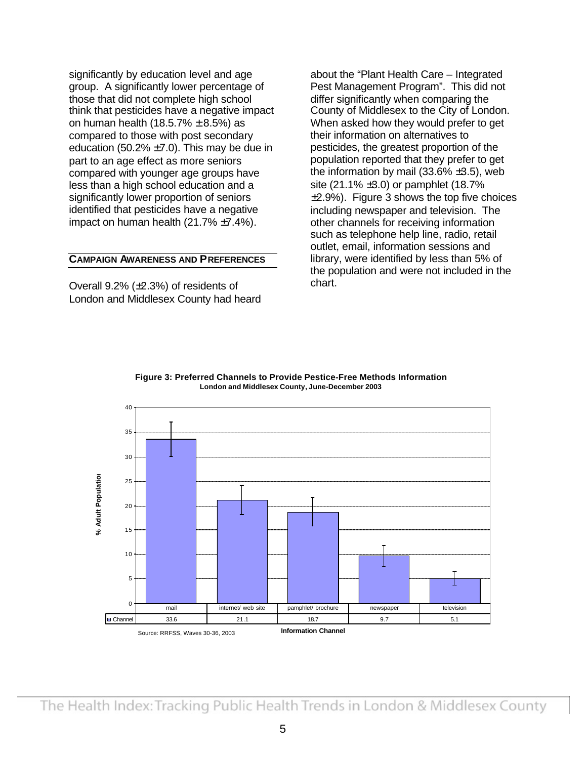significantly by education level and age group. A significantly lower percentage of those that did not complete high school think that pesticides have a negative impact on human health (18.5.7% ± 8.5%) as compared to those with post secondary education (50.2% ±7.0). This may be due in part to an age effect as more seniors compared with younger age groups have less than a high school education and a significantly lower proportion of seniors identified that pesticides have a negative impact on human health (21.7% ±7.4%).

## CAMPAIGN AWARENESS AND PREFERENCES

Overall 9.2% (±2.3%) of residents of London and Middlesex County had heard about the "Plant Health Care – Integrated Pest Management Program". This did not differ significantly when comparing the County of Middlesex to the City of London. When asked how they would prefer to get their information on alternatives to pesticides, the greatest proportion of the population reported that they prefer to get the information by mail (33.6% ±3.5), web site (21.1% ±3.0) or pamphlet (18.7% ±2.9%). Figure 3 shows the top five choices including newspaper and television. The other channels for receiving information such as telephone help line, radio, retail outlet, email, information sessions and library, were identified by less than 5% of the population and were not included in the chart.

**Figure 3: Preferred Channels to Provide Pestice-Free Methods Information**
**London and Middlesex County, June-December 2003**

| | mail | internet/ web site | pamphlet/ brochure | newspaper | television |
|---|---|---|---|---|---|
| Channel | 33.6 | 21.1 | 18.7 | 9.7 | 5.1 |

Y-axis: % Adult Population; X-axis: Information Channel

Source: RRFSS, Waves 30-36, 2003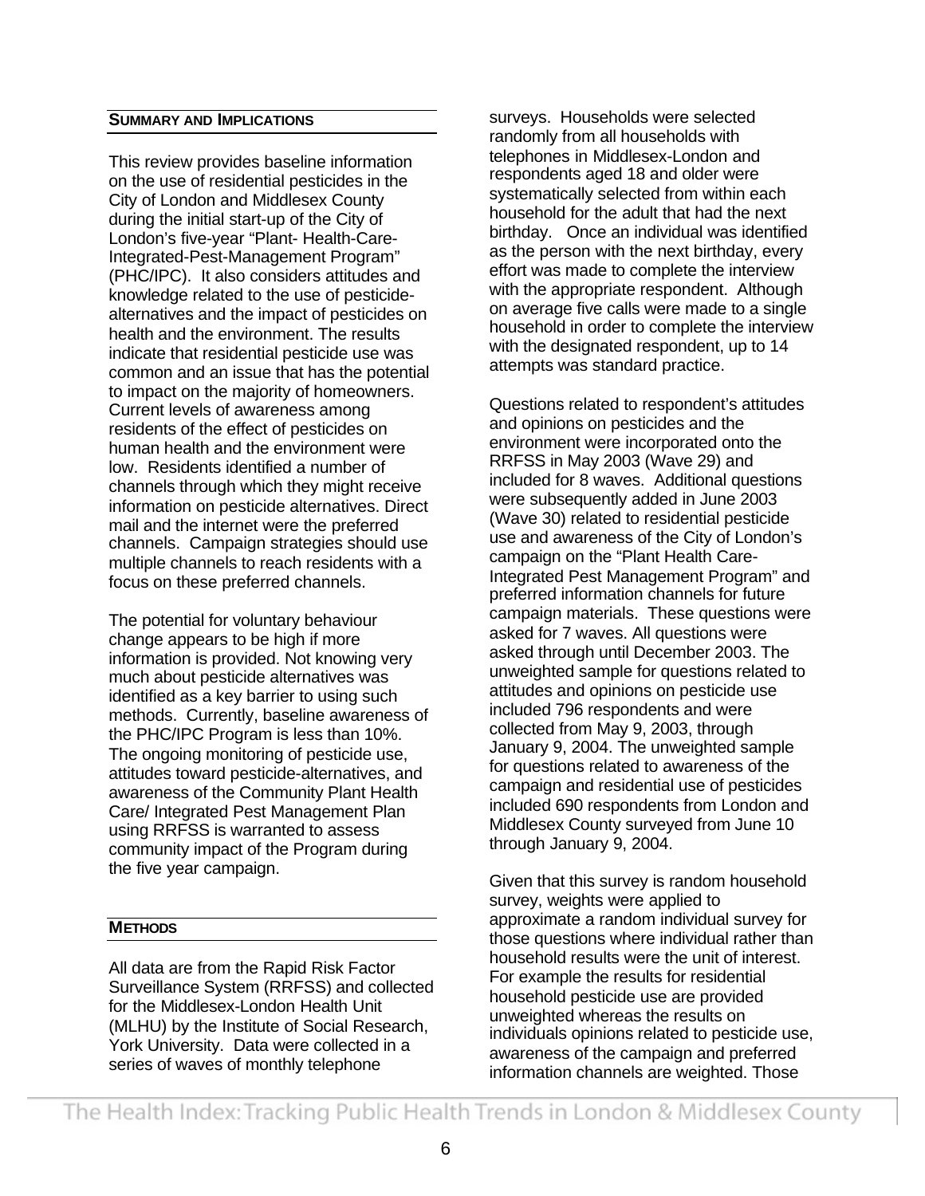## Summary and Implications

This review provides baseline information on the use of residential pesticides in the City of London and Middlesex County during the initial start-up of the City of London's five-year "Plant- Health-Care-Integrated-Pest-Management Program" (PHC/IPC). It also considers attitudes and knowledge related to the use of pesticide-alternatives and the impact of pesticides on health and the environment. The results indicate that residential pesticide use was common and an issue that has the potential to impact on the majority of homeowners. Current levels of awareness among residents of the effect of pesticides on human health and the environment were low. Residents identified a number of channels through which they might receive information on pesticide alternatives. Direct mail and the internet were the preferred channels. Campaign strategies should use multiple channels to reach residents with a focus on these preferred channels.

The potential for voluntary behaviour change appears to be high if more information is provided. Not knowing very much about pesticide alternatives was identified as a key barrier to using such methods. Currently, baseline awareness of the PHC/IPC Program is less than 10%. The ongoing monitoring of pesticide use, attitudes toward pesticide-alternatives, and awareness of the Community Plant Health Care/ Integrated Pest Management Plan using RRFSS is warranted to assess community impact of the Program during the five year campaign.

## Methods

All data are from the Rapid Risk Factor Surveillance System (RRFSS) and collected for the Middlesex-London Health Unit (MLHU) by the Institute of Social Research, York University. Data were collected in a series of waves of monthly telephone surveys. Households were selected randomly from all households with telephones in Middlesex-London and respondents aged 18 and older were systematically selected from within each household for the adult that had the next birthday. Once an individual was identified as the person with the next birthday, every effort was made to complete the interview with the appropriate respondent. Although on average five calls were made to a single household in order to complete the interview with the designated respondent, up to 14 attempts was standard practice.

Questions related to respondent's attitudes and opinions on pesticides and the environment were incorporated onto the RRFSS in May 2003 (Wave 29) and included for 8 waves. Additional questions were subsequently added in June 2003 (Wave 30) related to residential pesticide use and awareness of the City of London's campaign on the "Plant Health Care-Integrated Pest Management Program" and preferred information channels for future campaign materials. These questions were asked for 7 waves. All questions were asked through until December 2003. The unweighted sample for questions related to attitudes and opinions on pesticide use included 796 respondents and were collected from May 9, 2003, through January 9, 2004. The unweighted sample for questions related to awareness of the campaign and residential use of pesticides included 690 respondents from London and Middlesex County surveyed from June 10 through January 9, 2004.

Given that this survey is random household survey, weights were applied to approximate a random individual survey for those questions where individual rather than household results were the unit of interest. For example the results for residential household pesticide use are provided unweighted whereas the results on individuals opinions related to pesticide use, awareness of the campaign and preferred information channels are weighted. Those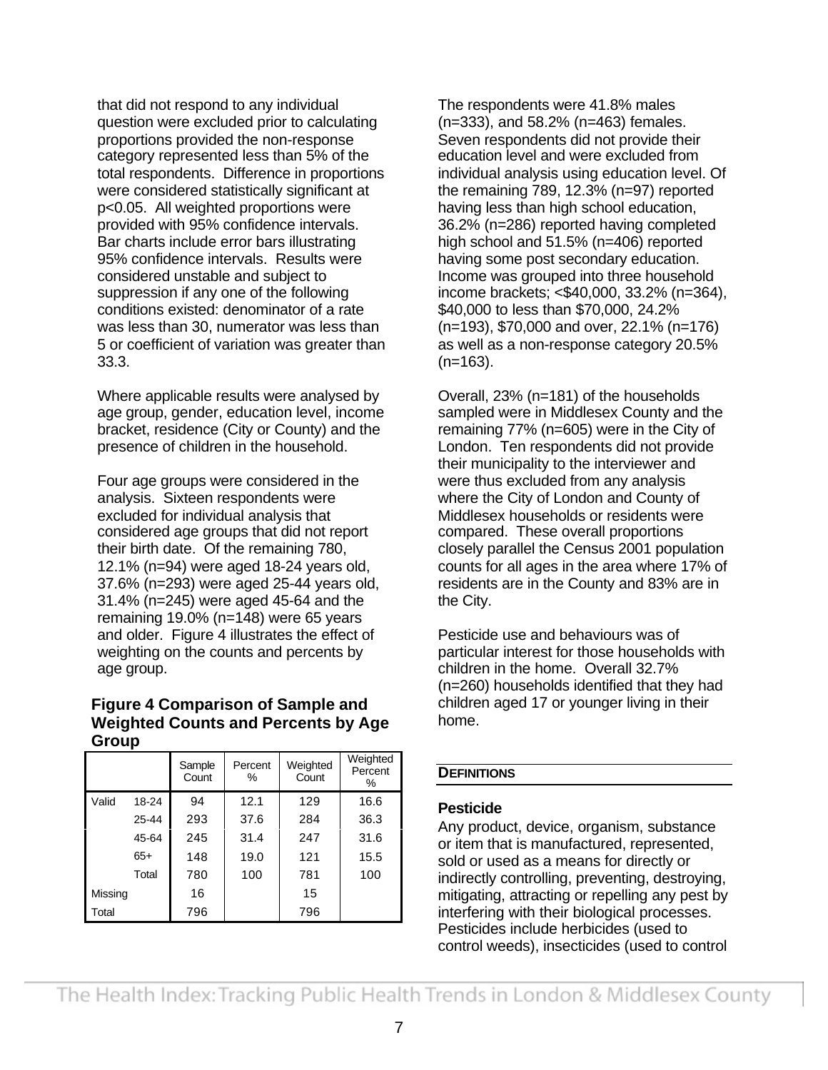that did not respond to any individual question were excluded prior to calculating proportions provided the non-response category represented less than 5% of the total respondents. Difference in proportions were considered statistically significant at $p<0.05$. All weighted proportions were provided with 95% confidence intervals. Bar charts include error bars illustrating 95% confidence intervals. Results were considered unstable and subject to suppression if any one of the following conditions existed: denominator of a rate was less than 30, numerator was less than 5 or coefficient of variation was greater than 33.3.

Where applicable results were analysed by age group, gender, education level, income bracket, residence (City or County) and the presence of children in the household.

Four age groups were considered in the analysis. Sixteen respondents were excluded for individual analysis that considered age groups that did not report their birth date. Of the remaining 780, 12.1% (n=94) were aged 18-24 years old, 37.6% (n=293) were aged 25-44 years old, 31.4% (n=245) were aged 45-64 and the remaining 19.0% (n=148) were 65 years and older. Figure 4 illustrates the effect of weighting on the counts and percents by age group.

**Figure 4 Comparison of Sample and Weighted Counts and Percents by Age Group**

| | | Sample Count | Percent % | Weighted Count | Weighted Percent % |
|---|---|---|---|---|---|
| Valid | 18-24 | 94 | 12.1 | 129 | 16.6 |
| | 25-44 | 293 | 37.6 | 284 | 36.3 |
| | 45-64 | 245 | 31.4 | 247 | 31.6 |
| | 65+ | 148 | 19.0 | 121 | 15.5 |
| | Total | 780 | 100 | 781 | 100 |
| Missing | | 16 | | 15 | |
| Total | | 796 | | 796 | |

The respondents were 41.8% males (n=333), and 58.2% (n=463) females. Seven respondents did not provide their education level and were excluded from individual analysis using education level. Of the remaining 789, 12.3% (n=97) reported having less than high school education, 36.2% (n=286) reported having completed high school and 51.5% (n=406) reported having some post secondary education. Income was grouped into three household income brackets; <$40,000, 33.2% (n=364), $40,000 to less than $70,000, 24.2% (n=193), $70,000 and over, 22.1% (n=176) as well as a non-response category 20.5% (n=163).

Overall, 23% (n=181) of the households sampled were in Middlesex County and the remaining 77% (n=605) were in the City of London. Ten respondents did not provide their municipality to the interviewer and were thus excluded from any analysis where the City of London and County of Middlesex households or residents were compared. These overall proportions closely parallel the Census 2001 population counts for all ages in the area where 17% of residents are in the County and 83% are in the City.

Pesticide use and behaviours was of particular interest for those households with children in the home. Overall 32.7% (n=260) households identified that they had children aged 17 or younger living in their home.

## DEFINITIONS

### Pesticide

Any product, device, organism, substance or item that is manufactured, represented, sold or used as a means for directly or indirectly controlling, preventing, destroying, mitigating, attracting or repelling any pest by interfering with their biological processes. Pesticides include herbicides (used to control weeds), insecticides (used to control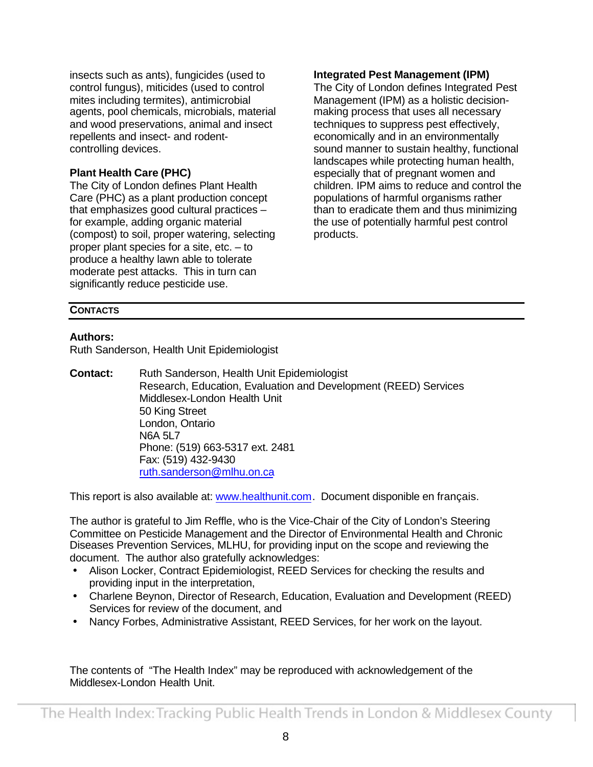insects such as ants), fungicides (used to control fungus), miticides (used to control mites including termites), antimicrobial agents, pool chemicals, microbials, material and wood preservations, animal and insect repellents and insect- and rodent-controlling devices.

**Plant Health Care (PHC)**
The City of London defines Plant Health Care (PHC) as a plant production concept that emphasizes good cultural practices – for example, adding organic material (compost) to soil, proper watering, selecting proper plant species for a site, etc. – to produce a healthy lawn able to tolerate moderate pest attacks. This in turn can significantly reduce pesticide use.

**Integrated Pest Management (IPM)**
The City of London defines Integrated Pest Management (IPM) as a holistic decision-making process that uses all necessary techniques to suppress pest effectively, economically and in an environmentally sound manner to sustain healthy, functional landscapes while protecting human health, especially that of pregnant women and children. IPM aims to reduce and control the populations of harmful organisms rather than to eradicate them and thus minimizing the use of potentially harmful pest control products.

## CONTACTS

**Authors:**
Ruth Sanderson, Health Unit Epidemiologist

**Contact:**
Ruth Sanderson, Health Unit Epidemiologist
Research, Education, Evaluation and Development (REED) Services
Middlesex-London Health Unit
50 King Street
London, Ontario
N6A 5L7
Phone: (519) 663-5317 ext. 2481
Fax: (519) 432-9430
ruth.sanderson@mlhu.on.ca

This report is also available at: www.healthunit.com. Document disponible en français.

The author is grateful to Jim Reffle, who is the Vice-Chair of the City of London's Steering Committee on Pesticide Management and the Director of Environmental Health and Chronic Diseases Prevention Services, MLHU, for providing input on the scope and reviewing the document. The author also gratefully acknowledges:

- Alison Locker, Contract Epidemiologist, REED Services for checking the results and providing input in the interpretation,
- Charlene Beynon, Director of Research, Education, Evaluation and Development (REED) Services for review of the document, and
- Nancy Forbes, Administrative Assistant, REED Services, for her work on the layout.

The contents of "The Health Index" may be reproduced with acknowledgement of the Middlesex-London Health Unit.